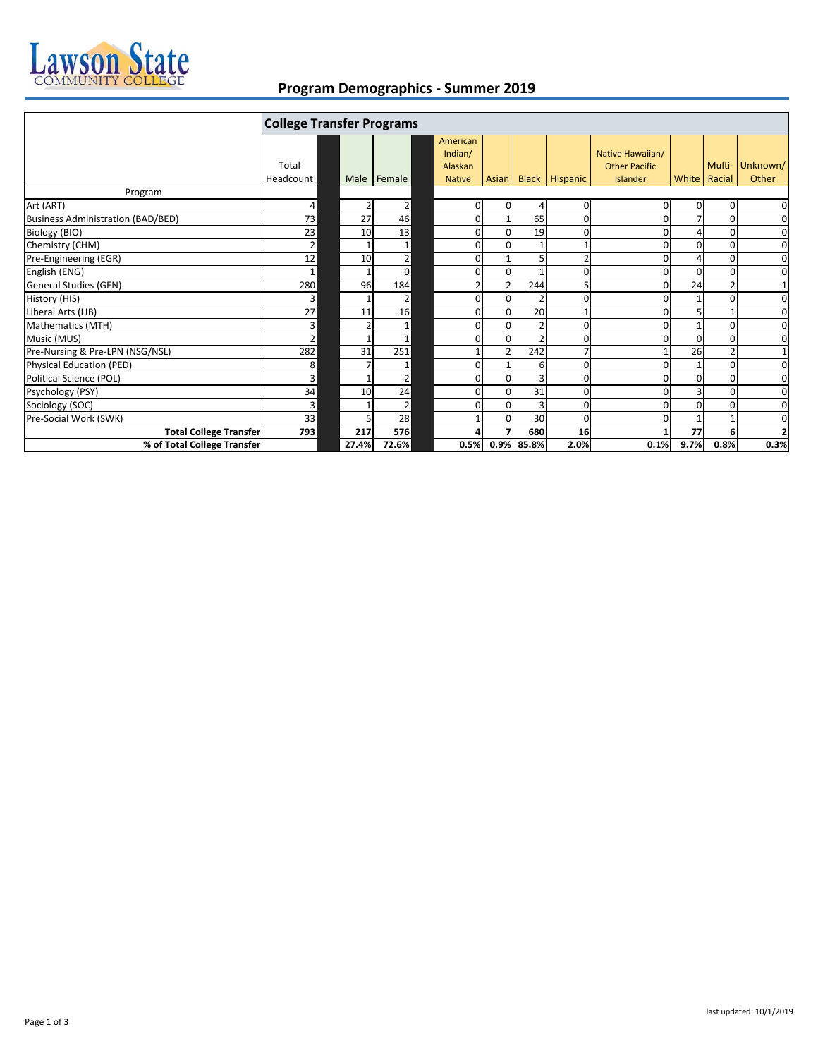# Lawson State Community College

## Program Demographics - Summer 2019

| | College Transfer Programs | | | | | | | | | | |
|---|---|---|---|---|---|---|---|---|---|---|---|
| | Total Headcount | Male | Female | American Indian/ Alaskan Native | Asian | Black | Hispanic | Native Hawaiian/ Other Pacific Islander | White | Multi-Racial | Unknown/ Other |
| Program | | | | | | | | | | | |
| Art (ART) | 4 | 2 | 2 | 0 | 0 | 4 | 0 | 0 | 0 | 0 | 0 |
| Business Administration (BAD/BED) | 73 | 27 | 46 | 0 | 1 | 65 | 0 | 0 | 7 | 0 | 0 |
| Biology (BIO) | 23 | 10 | 13 | 0 | 0 | 19 | 0 | 0 | 4 | 0 | 0 |
| Chemistry (CHM) | 2 | 1 | 1 | 0 | 0 | 1 | 1 | 0 | 0 | 0 | 0 |
| Pre-Engineering (EGR) | 12 | 10 | 2 | 0 | 1 | 5 | 2 | 0 | 4 | 0 | 0 |
| English (ENG) | 1 | 1 | 0 | 0 | 0 | 1 | 0 | 0 | 0 | 0 | 0 |
| General Studies (GEN) | 280 | 96 | 184 | 2 | 2 | 244 | 5 | 0 | 24 | 2 | 1 |
| History (HIS) | 3 | 1 | 2 | 0 | 0 | 2 | 0 | 0 | 1 | 0 | 0 |
| Liberal Arts (LIB) | 27 | 11 | 16 | 0 | 0 | 20 | 1 | 0 | 5 | 1 | 0 |
| Mathematics (MTH) | 3 | 2 | 1 | 0 | 0 | 2 | 0 | 0 | 1 | 0 | 0 |
| Music (MUS) | 2 | 1 | 1 | 0 | 0 | 2 | 0 | 0 | 0 | 0 | 0 |
| Pre-Nursing & Pre-LPN (NSG/NSL) | 282 | 31 | 251 | 1 | 2 | 242 | 7 | 1 | 26 | 2 | 1 |
| Physical Education (PED) | 8 | 7 | 1 | 0 | 1 | 6 | 0 | 0 | 1 | 0 | 0 |
| Political Science (POL) | 3 | 1 | 2 | 0 | 0 | 3 | 0 | 0 | 0 | 0 | 0 |
| Psychology (PSY) | 34 | 10 | 24 | 0 | 0 | 31 | 0 | 0 | 3 | 0 | 0 |
| Sociology (SOC) | 3 | 1 | 2 | 0 | 0 | 3 | 0 | 0 | 0 | 0 | 0 |
| Pre-Social Work (SWK) | 33 | 5 | 28 | 1 | 0 | 30 | 0 | 0 | 1 | 1 | 0 |
| **Total College Transfer** | **793** | **217** | **576** | **4** | **7** | **680** | **16** | **1** | **77** | **6** | **2** |
| **% of Total College Transfer** | | **27.4%** | **72.6%** | **0.5%** | **0.9%** | **85.8%** | **2.0%** | **0.1%** | **9.7%** | **0.8%** | **0.3%** |

last updated: 10/1/2019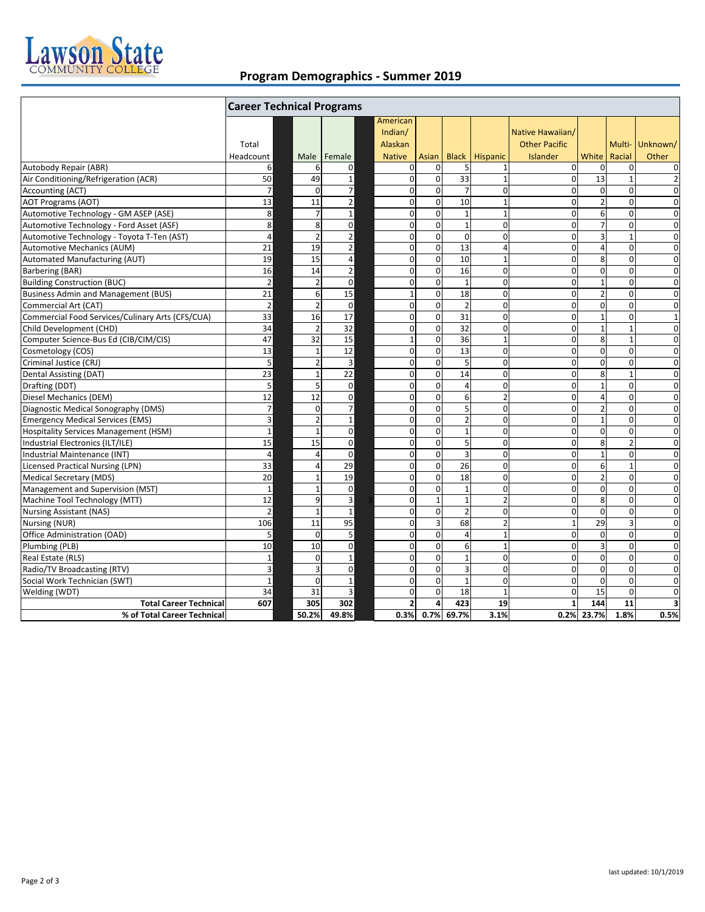# Program Demographics - Summer 2019

| | Career Technical Programs | | | | | | | | | | |
|---|---|---|---|---|---|---|---|---|---|---|---|
| | Total Headcount | Male | Female | American Indian/ Alaskan Native | Asian | Black | Hispanic | Native Hawaiian/ Other Pacific Islander | White | Multi-Racial | Unknown/ Other |
| Autobody Repair (ABR) | 6 | 6 | 0 | 0 | 0 | 5 | 1 | 0 | 0 | 0 | 0 |
| Air Conditioning/Refrigeration (ACR) | 50 | 49 | 1 | 0 | 0 | 33 | 1 | 0 | 13 | 1 | 2 |
| Accounting (ACT) | 7 | 0 | 7 | 0 | 0 | 7 | 0 | 0 | 0 | 0 | 0 |
| AOT Programs (AOT) | 13 | 11 | 2 | 0 | 0 | 10 | 1 | 0 | 2 | 0 | 0 |
| Automotive Technology - GM ASEP (ASE) | 8 | 7 | 1 | 0 | 0 | 1 | 1 | 0 | 6 | 0 | 0 |
| Automotive Technology - Ford Asset (ASF) | 8 | 8 | 0 | 0 | 0 | 1 | 0 | 0 | 7 | 0 | 0 |
| Automotive Technology - Toyota T-Ten (AST) | 4 | 2 | 2 | 0 | 0 | 0 | 0 | 0 | 3 | 1 | 0 |
| Automotive Mechanics (AUM) | 21 | 19 | 2 | 0 | 0 | 13 | 4 | 0 | 4 | 0 | 0 |
| Automated Manufacturing (AUT) | 19 | 15 | 4 | 0 | 0 | 10 | 1 | 0 | 8 | 0 | 0 |
| Barbering (BAR) | 16 | 14 | 2 | 0 | 0 | 16 | 0 | 0 | 0 | 0 | 0 |
| Building Construction (BUC) | 2 | 2 | 0 | 0 | 0 | 1 | 0 | 0 | 1 | 0 | 0 |
| Business Admin and Management (BUS) | 21 | 6 | 15 | 1 | 0 | 18 | 0 | 0 | 2 | 0 | 0 |
| Commercial Art (CAT) | 2 | 2 | 0 | 0 | 0 | 2 | 0 | 0 | 0 | 0 | 0 |
| Commercial Food Services/Culinary Arts (CFS/CUA) | 33 | 16 | 17 | 0 | 0 | 31 | 0 | 0 | 1 | 0 | 1 |
| Child Development (CHD) | 34 | 2 | 32 | 0 | 0 | 32 | 0 | 0 | 1 | 1 | 0 |
| Computer Science-Bus Ed (CIB/CIM/CIS) | 47 | 32 | 15 | 1 | 0 | 36 | 1 | 0 | 8 | 1 | 0 |
| Cosmetology (COS) | 13 | 1 | 12 | 0 | 0 | 13 | 0 | 0 | 0 | 0 | 0 |
| Criminal Justice (CRJ) | 5 | 2 | 3 | 0 | 0 | 5 | 0 | 0 | 0 | 0 | 0 |
| Dental Assisting (DAT) | 23 | 1 | 22 | 0 | 0 | 14 | 0 | 0 | 8 | 1 | 0 |
| Drafting (DDT) | 5 | 5 | 0 | 0 | 0 | 4 | 0 | 0 | 1 | 0 | 0 |
| Diesel Mechanics (DEM) | 12 | 12 | 0 | 0 | 0 | 6 | 2 | 0 | 4 | 0 | 0 |
| Diagnostic Medical Sonography (DMS) | 7 | 0 | 7 | 0 | 0 | 5 | 0 | 0 | 2 | 0 | 0 |
| Emergency Medical Services (EMS) | 3 | 2 | 1 | 0 | 0 | 2 | 0 | 0 | 1 | 0 | 0 |
| Hospitality Services Management (HSM) | 1 | 1 | 0 | 0 | 0 | 1 | 0 | 0 | 0 | 0 | 0 |
| Industrial Electronics (ILT/ILE) | 15 | 15 | 0 | 0 | 0 | 5 | 0 | 0 | 8 | 2 | 0 |
| Industrial Maintenance (INT) | 4 | 4 | 0 | 0 | 0 | 3 | 0 | 0 | 1 | 0 | 0 |
| Licensed Practical Nursing (LPN) | 33 | 4 | 29 | 0 | 0 | 26 | 0 | 0 | 6 | 1 | 0 |
| Medical Secretary (MDS) | 20 | 1 | 19 | 0 | 0 | 18 | 0 | 0 | 2 | 0 | 0 |
| Management and Supervision (MST) | 1 | 1 | 0 | 0 | 0 | 1 | 0 | 0 | 0 | 0 | 0 |
| Machine Tool Technology (MTT) | 12 | 9 | 3 | 0 | 1 | 1 | 2 | 0 | 8 | 0 | 0 |
| Nursing Assistant (NAS) | 2 | 1 | 1 | 0 | 0 | 2 | 0 | 0 | 0 | 0 | 0 |
| Nursing (NUR) | 106 | 11 | 95 | 0 | 3 | 68 | 2 | 1 | 29 | 3 | 0 |
| Office Administration (OAD) | 5 | 0 | 5 | 0 | 0 | 4 | 1 | 0 | 0 | 0 | 0 |
| Plumbing (PLB) | 10 | 10 | 0 | 0 | 0 | 6 | 1 | 0 | 3 | 0 | 0 |
| Real Estate (RLS) | 1 | 0 | 1 | 0 | 0 | 1 | 0 | 0 | 0 | 0 | 0 |
| Radio/TV Broadcasting (RTV) | 3 | 3 | 0 | 0 | 0 | 3 | 0 | 0 | 0 | 0 | 0 |
| Social Work Technician (SWT) | 1 | 0 | 1 | 0 | 0 | 1 | 0 | 0 | 0 | 0 | 0 |
| Welding (WDT) | 34 | 31 | 3 | 0 | 0 | 18 | 1 | 0 | 15 | 0 | 0 |
| **Total Career Technical** | **607** | **305** | **302** | **2** | **4** | **423** | **19** | **1** | **144** | **11** | **3** |
| **% of Total Career Technical** | | **50.2%** | **49.8%** | **0.3%** | **0.7%** | **69.7%** | **3.1%** | **0.2%** | **23.7%** | **1.8%** | **0.5%** |

last updated: 10/1/2019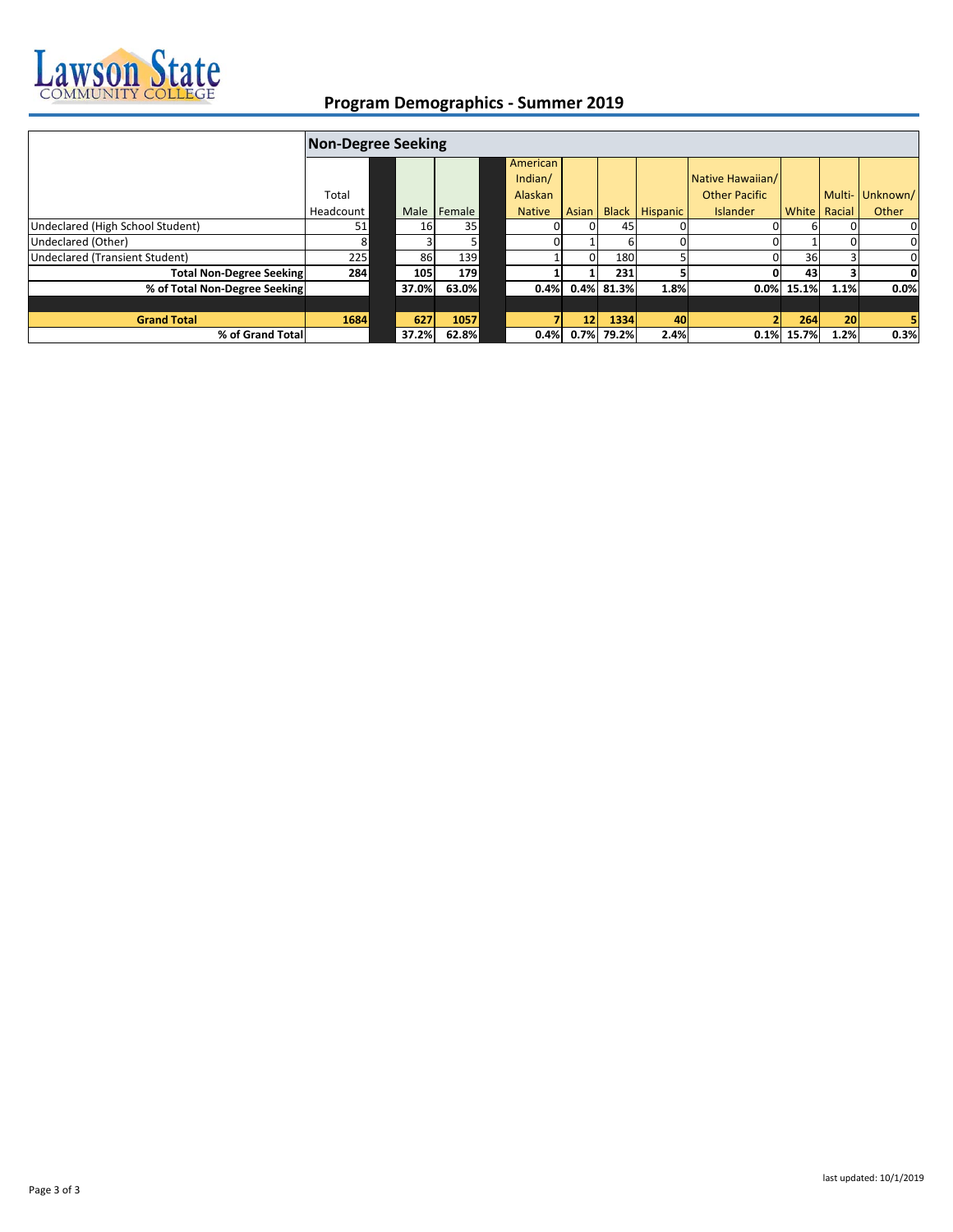Lawson State COMMUNITY COLLEGE

# Program Demographics - Summer 2019

| | Non-Degree Seeking | | | | | | | | | | | | | |
|---|---|---|---|---|---|---|---|---|---|---|---|---|---|---|
| | Total Headcount | | Male | Female | | American Indian/ Alaskan Native | Asian | Black | Hispanic | Native Hawaiian/ Other Pacific Islander | White | Multi-Racial | Unknown/ Other |
| Undeclared (High School Student) | 51 | | 16 | 35 | | 0 | 0 | 45 | 0 | 0 | 6 | 0 | 0 |
| Undeclared (Other) | 8 | | 3 | 5 | | 0 | 1 | 6 | 0 | 0 | 1 | 0 | 0 |
| Undeclared (Transient Student) | 225 | | 86 | 139 | | 1 | 0 | 180 | 5 | 0 | 36 | 3 | 0 |
| **Total Non-Degree Seeking** | **284** | | **105** | **179** | | **1** | **1** | **231** | **5** | **0** | **43** | **3** | **0** |
| **% of Total Non-Degree Seeking** | | | **37.0%** | **63.0%** | | **0.4%** | **0.4%** | **81.3%** | **1.8%** | **0.0%** | **15.1%** | **1.1%** | **0.0%** |
| | | | | | | | | | | | | | |
| **Grand Total** | **1684** | | **627** | **1057** | | **7** | **12** | **1334** | **40** | **2** | **264** | **20** | **5** |
| **% of Grand Total** | | | **37.2%** | **62.8%** | | **0.4%** | **0.7%** | **79.2%** | **2.4%** | **0.1%** | **15.7%** | **1.2%** | **0.3%** |

last updated: 10/1/2019